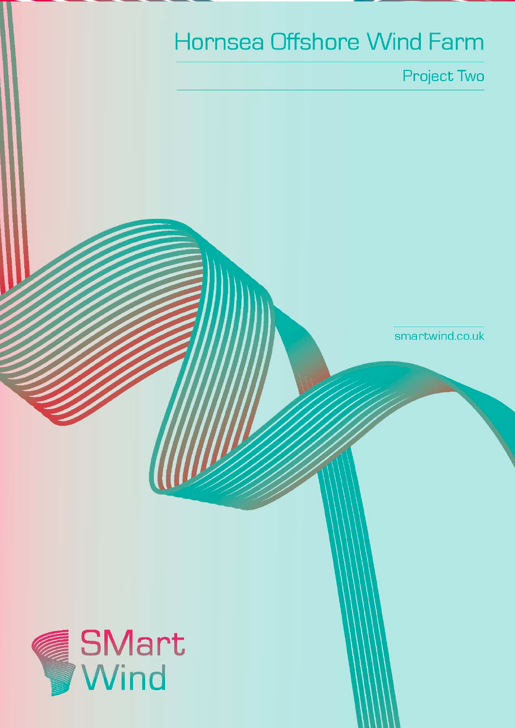# Hornsea Offshore Wind Farm

## Project Two

smartwind.co.uk

SMart Wind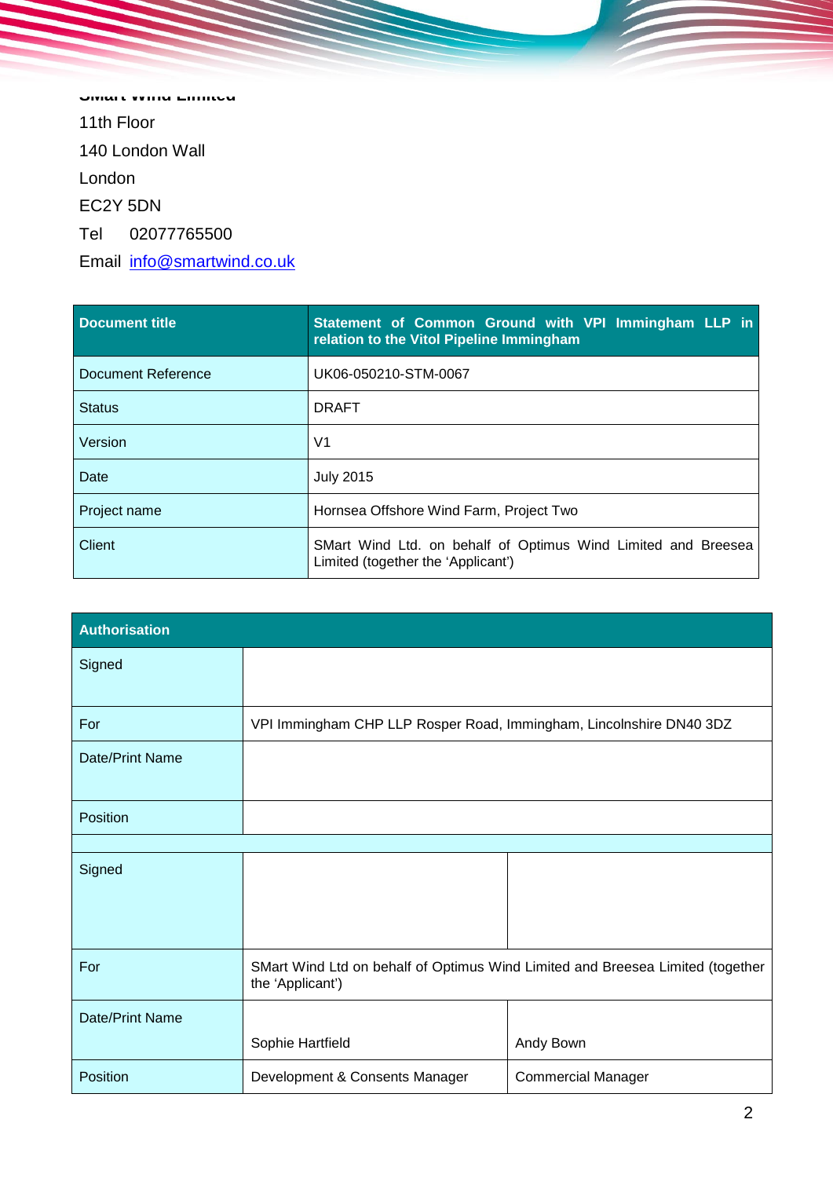SMart Wind Limited

11th Floor

140 London Wall

London

EC2Y 5DN

Tel 02077765500

Email info@smartwind.co.uk

| Document title | Statement of Common Ground with VPI Immingham LLP in relation to the Vitol Pipeline Immingham |
|---|---|
| Document Reference | UK06-050210-STM-0067 |
| Status | DRAFT |
| Version | V1 |
| Date | July 2015 |
| Project name | Hornsea Offshore Wind Farm, Project Two |
| Client | SMart Wind Ltd. on behalf of Optimus Wind Limited and Breesea Limited (together the 'Applicant') |

| Authorisation | | |
|---|---|---|
| Signed | | |
| For | VPI Immingham CHP LLP Rosper Road, Immingham, Lincolnshire DN40 3DZ | |
| Date/Print Name | | |
| Position | | |
| | | |
| Signed | | |
| For | SMart Wind Ltd on behalf of Optimus Wind Limited and Breesea Limited (together the 'Applicant') | |
| Date/Print Name | Sophie Hartfield | Andy Bown |
| Position | Development & Consents Manager | Commercial Manager |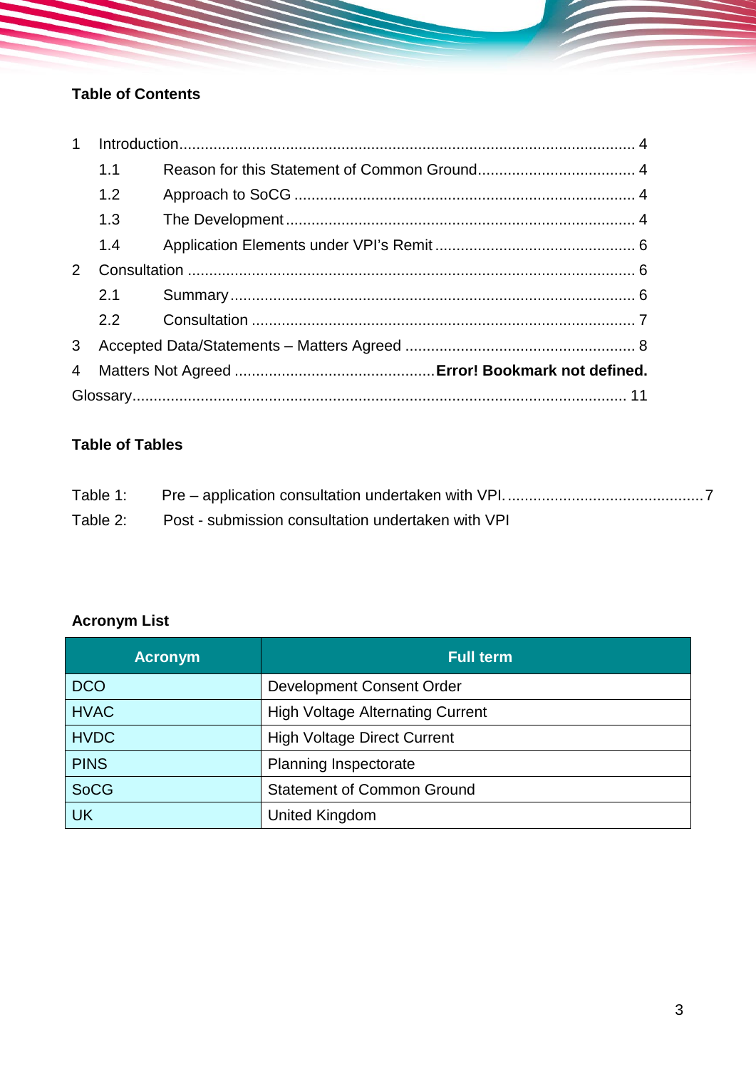**Table of Contents**

1 Introduction........................................................................................................... 4

1.1 Reason for this Statement of Common Ground..................................... 4

1.2 Approach to SoCG ................................................................................ 4

1.3 The Development .................................................................................. 4

1.4 Application Elements under VPI's Remit ............................................... 6

2 Consultation ........................................................................................................ 6

2.1 Summary ............................................................................................... 6

2.2 Consultation ......................................................................................... 7

3 Accepted Data/Statements – Matters Agreed ...................................................... 8

4 Matters Not Agreed ...............................................**Error! Bookmark not defined.**

Glossary.................................................................................................................... 11

**Table of Tables**

Table 1: Pre – application consultation undertaken with VPI. .............................................. 7

Table 2: Post - submission consultation undertaken with VPI

**Acronym List**

| Acronym | Full term |
|---|---|
| DCO | Development Consent Order |
| HVAC | High Voltage Alternating Current |
| HVDC | High Voltage Direct Current |
| PINS | Planning Inspectorate |
| SoCG | Statement of Common Ground |
| UK | United Kingdom |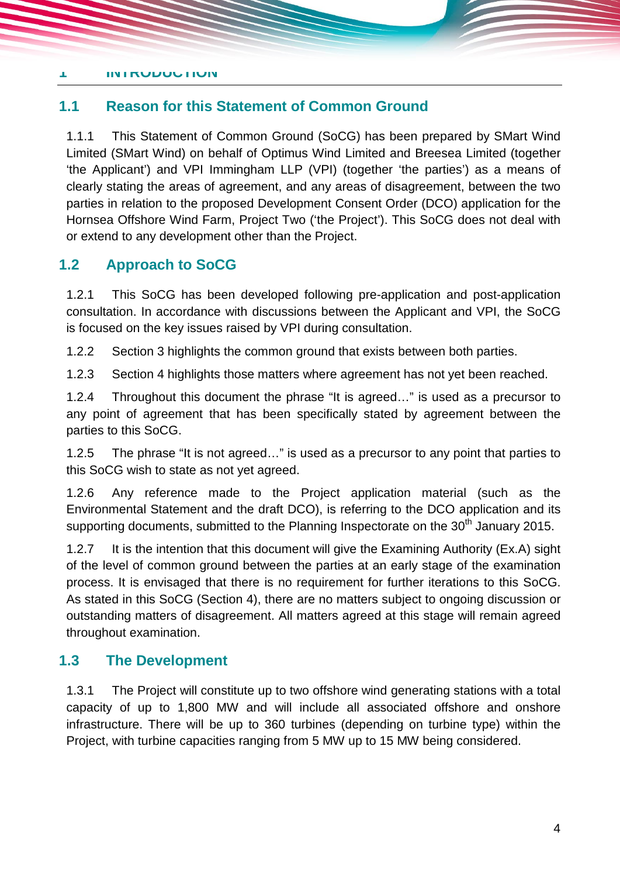# 1 INTRODUCTION

## 1.1 Reason for this Statement of Common Ground

1.1.1 This Statement of Common Ground (SoCG) has been prepared by SMart Wind Limited (SMart Wind) on behalf of Optimus Wind Limited and Breesea Limited (together 'the Applicant') and VPI Immingham LLP (VPI) (together 'the parties') as a means of clearly stating the areas of agreement, and any areas of disagreement, between the two parties in relation to the proposed Development Consent Order (DCO) application for the Hornsea Offshore Wind Farm, Project Two ('the Project'). This SoCG does not deal with or extend to any development other than the Project.

## 1.2 Approach to SoCG

1.2.1 This SoCG has been developed following pre-application and post-application consultation. In accordance with discussions between the Applicant and VPI, the SoCG is focused on the key issues raised by VPI during consultation.

1.2.2 Section 3 highlights the common ground that exists between both parties.

1.2.3 Section 4 highlights those matters where agreement has not yet been reached.

1.2.4 Throughout this document the phrase "It is agreed…" is used as a precursor to any point of agreement that has been specifically stated by agreement between the parties to this SoCG.

1.2.5 The phrase "It is not agreed…" is used as a precursor to any point that parties to this SoCG wish to state as not yet agreed.

1.2.6 Any reference made to the Project application material (such as the Environmental Statement and the draft DCO), is referring to the DCO application and its supporting documents, submitted to the Planning Inspectorate on the 30th January 2015.

1.2.7 It is the intention that this document will give the Examining Authority (Ex.A) sight of the level of common ground between the parties at an early stage of the examination process. It is envisaged that there is no requirement for further iterations to this SoCG. As stated in this SoCG (Section 4), there are no matters subject to ongoing discussion or outstanding matters of disagreement. All matters agreed at this stage will remain agreed throughout examination.

## 1.3 The Development

1.3.1 The Project will constitute up to two offshore wind generating stations with a total capacity of up to 1,800 MW and will include all associated offshore and onshore infrastructure. There will be up to 360 turbines (depending on turbine type) within the Project, with turbine capacities ranging from 5 MW up to 15 MW being considered.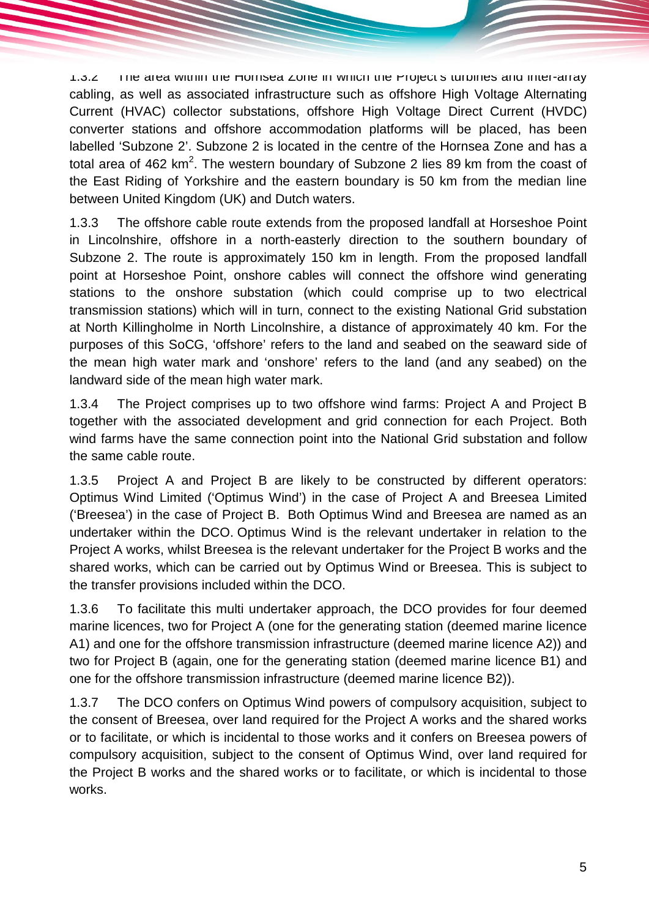1.3.2 The area within the Hornsea Zone in which the Project's turbines and inter-array cabling, as well as associated infrastructure such as offshore High Voltage Alternating Current (HVAC) collector substations, offshore High Voltage Direct Current (HVDC) converter stations and offshore accommodation platforms will be placed, has been labelled 'Subzone 2'. Subzone 2 is located in the centre of the Hornsea Zone and has a total area of 462 $km^2$. The western boundary of Subzone 2 lies 89 km from the coast of the East Riding of Yorkshire and the eastern boundary is 50 km from the median line between United Kingdom (UK) and Dutch waters.

1.3.3 The offshore cable route extends from the proposed landfall at Horseshoe Point in Lincolnshire, offshore in a north-easterly direction to the southern boundary of Subzone 2. The route is approximately 150 km in length. From the proposed landfall point at Horseshoe Point, onshore cables will connect the offshore wind generating stations to the onshore substation (which could comprise up to two electrical transmission stations) which will in turn, connect to the existing National Grid substation at North Killingholme in North Lincolnshire, a distance of approximately 40 km. For the purposes of this SoCG, 'offshore' refers to the land and seabed on the seaward side of the mean high water mark and 'onshore' refers to the land (and any seabed) on the landward side of the mean high water mark.

1.3.4 The Project comprises up to two offshore wind farms: Project A and Project B together with the associated development and grid connection for each Project. Both wind farms have the same connection point into the National Grid substation and follow the same cable route.

1.3.5 Project A and Project B are likely to be constructed by different operators: Optimus Wind Limited ('Optimus Wind') in the case of Project A and Breesea Limited ('Breesea') in the case of Project B. Both Optimus Wind and Breesea are named as an undertaker within the DCO. Optimus Wind is the relevant undertaker in relation to the Project A works, whilst Breesea is the relevant undertaker for the Project B works and the shared works, which can be carried out by Optimus Wind or Breesea. This is subject to the transfer provisions included within the DCO.

1.3.6 To facilitate this multi undertaker approach, the DCO provides for four deemed marine licences, two for Project A (one for the generating station (deemed marine licence A1) and one for the offshore transmission infrastructure (deemed marine licence A2)) and two for Project B (again, one for the generating station (deemed marine licence B1) and one for the offshore transmission infrastructure (deemed marine licence B2)).

1.3.7 The DCO confers on Optimus Wind powers of compulsory acquisition, subject to the consent of Breesea, over land required for the Project A works and the shared works or to facilitate, or which is incidental to those works and it confers on Breesea powers of compulsory acquisition, subject to the consent of Optimus Wind, over land required for the Project B works and the shared works or to facilitate, or which is incidental to those works.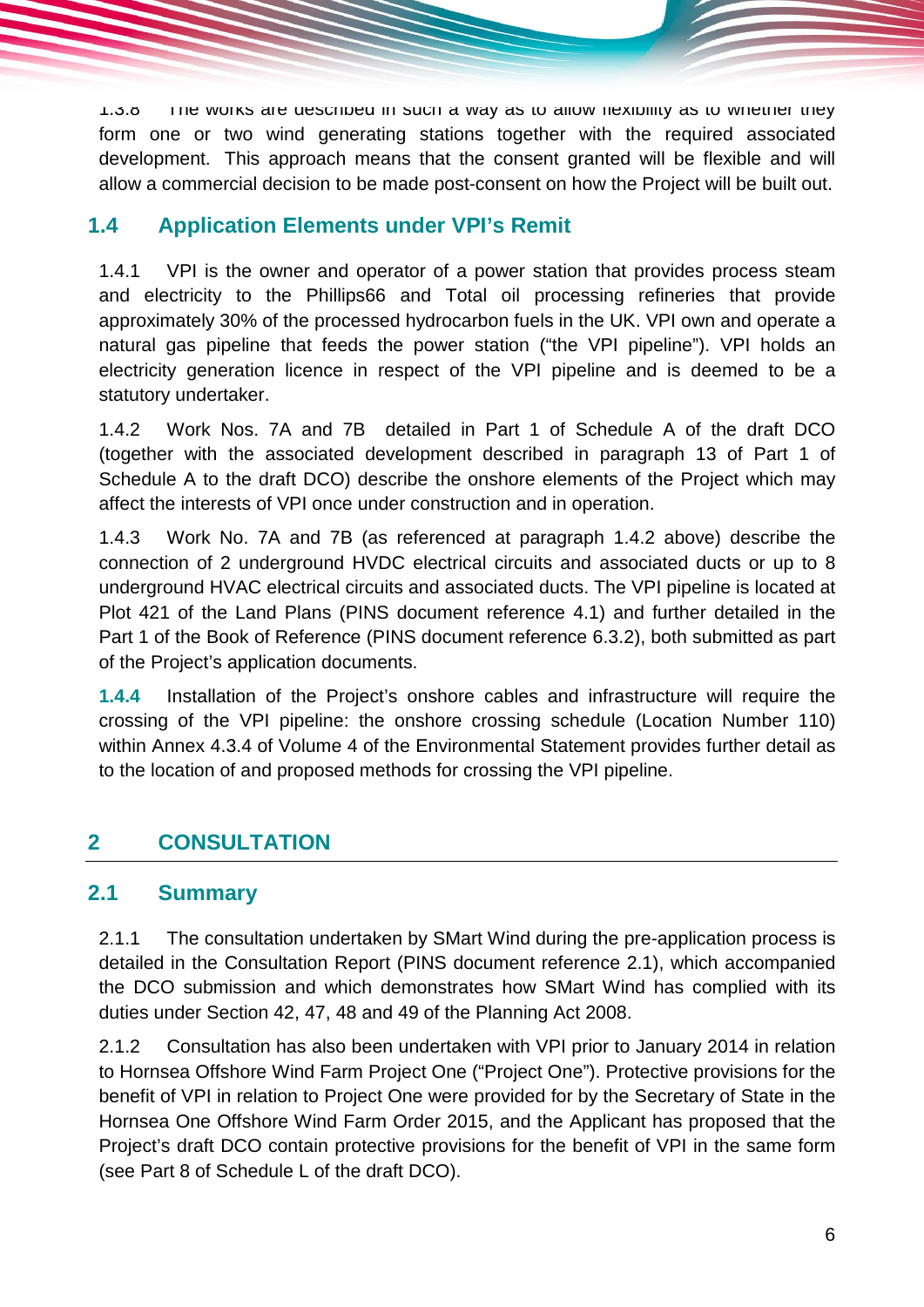1.3.8 The works are described in such a way as to allow flexibility as to whether they form one or two wind generating stations together with the required associated development. This approach means that the consent granted will be flexible and will allow a commercial decision to be made post-consent on how the Project will be built out.

## 1.4 Application Elements under VPI's Remit

1.4.1 VPI is the owner and operator of a power station that provides process steam and electricity to the Phillips66 and Total oil processing refineries that provide approximately 30% of the processed hydrocarbon fuels in the UK. VPI own and operate a natural gas pipeline that feeds the power station ("the VPI pipeline"). VPI holds an electricity generation licence in respect of the VPI pipeline and is deemed to be a statutory undertaker.

1.4.2 Work Nos. 7A and 7B detailed in Part 1 of Schedule A of the draft DCO (together with the associated development described in paragraph 13 of Part 1 of Schedule A to the draft DCO) describe the onshore elements of the Project which may affect the interests of VPI once under construction and in operation.

1.4.3 Work No. 7A and 7B (as referenced at paragraph 1.4.2 above) describe the connection of 2 underground HVDC electrical circuits and associated ducts or up to 8 underground HVAC electrical circuits and associated ducts. The VPI pipeline is located at Plot 421 of the Land Plans (PINS document reference 4.1) and further detailed in the Part 1 of the Book of Reference (PINS document reference 6.3.2), both submitted as part of the Project's application documents.

**1.4.4** Installation of the Project's onshore cables and infrastructure will require the crossing of the VPI pipeline: the onshore crossing schedule (Location Number 110) within Annex 4.3.4 of Volume 4 of the Environmental Statement provides further detail as to the location of and proposed methods for crossing the VPI pipeline.

# 2 CONSULTATION

## 2.1 Summary

2.1.1 The consultation undertaken by SMart Wind during the pre-application process is detailed in the Consultation Report (PINS document reference 2.1), which accompanied the DCO submission and which demonstrates how SMart Wind has complied with its duties under Section 42, 47, 48 and 49 of the Planning Act 2008.

2.1.2 Consultation has also been undertaken with VPI prior to January 2014 in relation to Hornsea Offshore Wind Farm Project One ("Project One"). Protective provisions for the benefit of VPI in relation to Project One were provided for by the Secretary of State in the Hornsea One Offshore Wind Farm Order 2015, and the Applicant has proposed that the Project's draft DCO contain protective provisions for the benefit of VPI in the same form (see Part 8 of Schedule L of the draft DCO).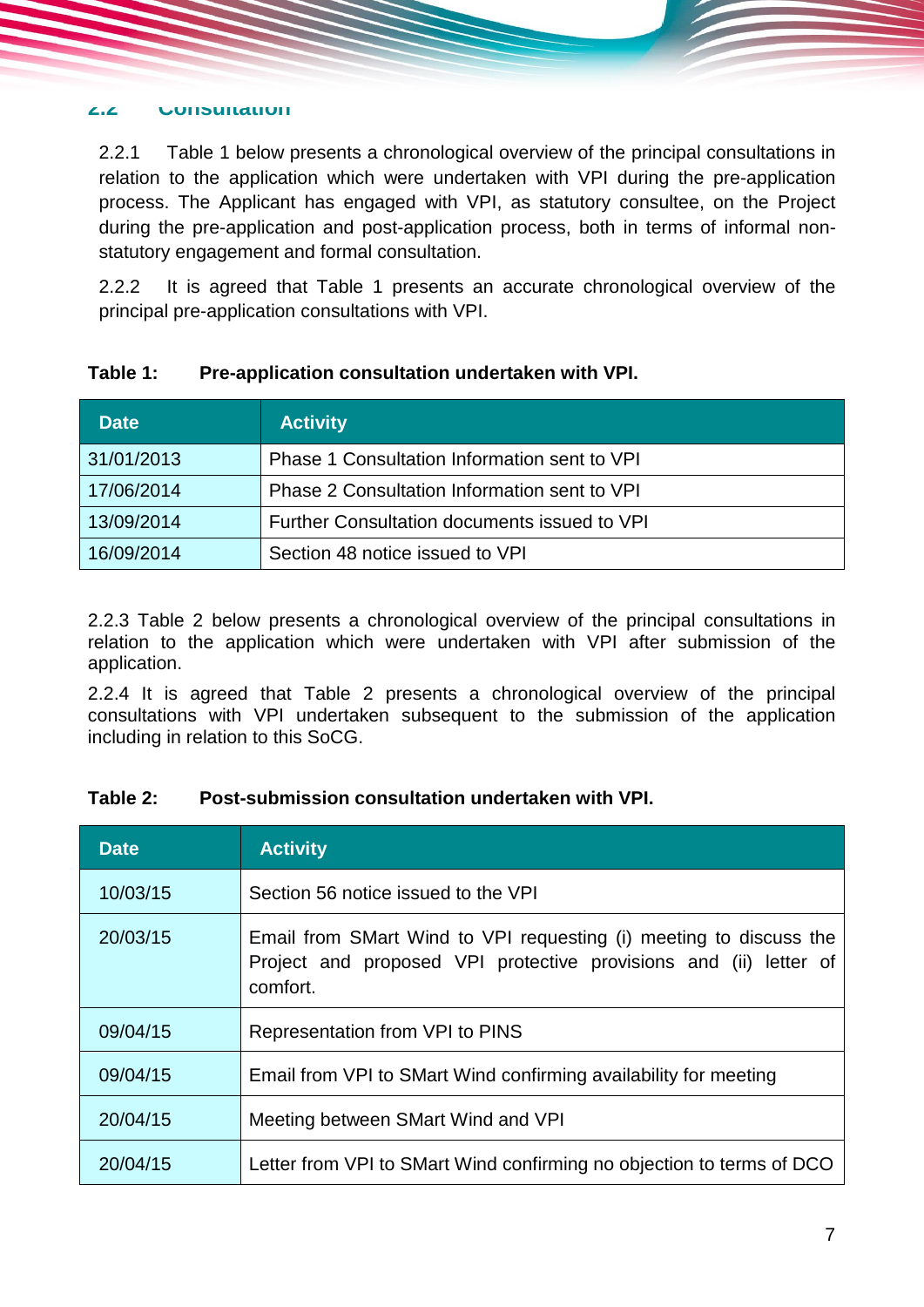## 2.2 Consultation

2.2.1 Table 1 below presents a chronological overview of the principal consultations in relation to the application which were undertaken with VPI during the pre-application process. The Applicant has engaged with VPI, as statutory consultee, on the Project during the pre-application and post-application process, both in terms of informal non-statutory engagement and formal consultation.

2.2.2 It is agreed that Table 1 presents an accurate chronological overview of the principal pre-application consultations with VPI.

**Table 1: Pre-application consultation undertaken with VPI.**

| Date | Activity |
|---|---|
| 31/01/2013 | Phase 1 Consultation Information sent to VPI |
| 17/06/2014 | Phase 2 Consultation Information sent to VPI |
| 13/09/2014 | Further Consultation documents issued to VPI |
| 16/09/2014 | Section 48 notice issued to VPI |

2.2.3 Table 2 below presents a chronological overview of the principal consultations in relation to the application which were undertaken with VPI after submission of the application.

2.2.4 It is agreed that Table 2 presents a chronological overview of the principal consultations with VPI undertaken subsequent to the submission of the application including in relation to this SoCG.

**Table 2: Post-submission consultation undertaken with VPI.**

| Date | Activity |
|---|---|
| 10/03/15 | Section 56 notice issued to the VPI |
| 20/03/15 | Email from SMart Wind to VPI requesting (i) meeting to discuss the Project and proposed VPI protective provisions and (ii) letter of comfort. |
| 09/04/15 | Representation from VPI to PINS |
| 09/04/15 | Email from VPI to SMart Wind confirming availability for meeting |
| 20/04/15 | Meeting between SMart Wind and VPI |
| 20/04/15 | Letter from VPI to SMart Wind confirming no objection to terms of DCO |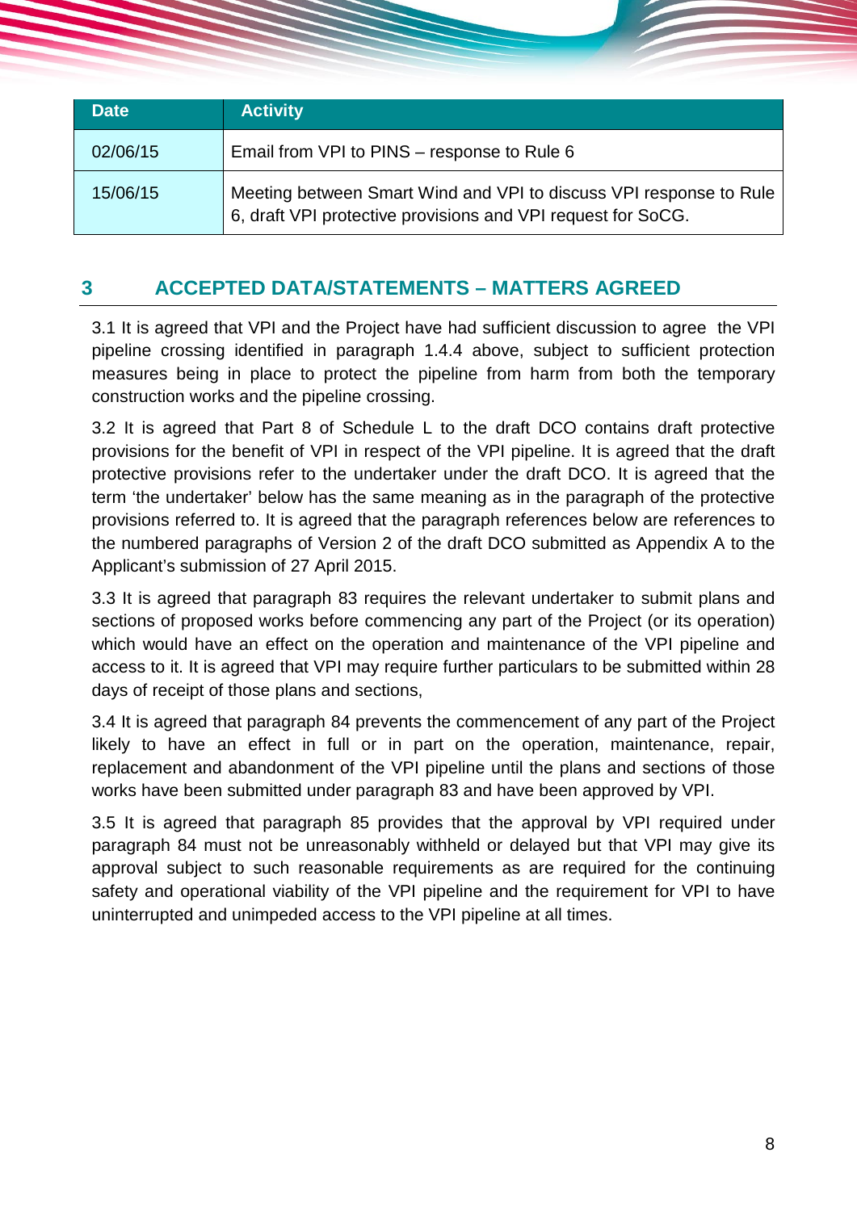| Date | Activity |
| --- | --- |
| 02/06/15 | Email from VPI to PINS – response to Rule 6 |
| 15/06/15 | Meeting between Smart Wind and VPI to discuss VPI response to Rule 6, draft VPI protective provisions and VPI request for SoCG. |

## 3 ACCEPTED DATA/STATEMENTS – MATTERS AGREED

3.1 It is agreed that VPI and the Project have had sufficient discussion to agree the VPI pipeline crossing identified in paragraph 1.4.4 above, subject to sufficient protection measures being in place to protect the pipeline from harm from both the temporary construction works and the pipeline crossing.

3.2 It is agreed that Part 8 of Schedule L to the draft DCO contains draft protective provisions for the benefit of VPI in respect of the VPI pipeline. It is agreed that the draft protective provisions refer to the undertaker under the draft DCO. It is agreed that the term 'the undertaker' below has the same meaning as in the paragraph of the protective provisions referred to. It is agreed that the paragraph references below are references to the numbered paragraphs of Version 2 of the draft DCO submitted as Appendix A to the Applicant's submission of 27 April 2015.

3.3 It is agreed that paragraph 83 requires the relevant undertaker to submit plans and sections of proposed works before commencing any part of the Project (or its operation) which would have an effect on the operation and maintenance of the VPI pipeline and access to it. It is agreed that VPI may require further particulars to be submitted within 28 days of receipt of those plans and sections,

3.4 It is agreed that paragraph 84 prevents the commencement of any part of the Project likely to have an effect in full or in part on the operation, maintenance, repair, replacement and abandonment of the VPI pipeline until the plans and sections of those works have been submitted under paragraph 83 and have been approved by VPI.

3.5 It is agreed that paragraph 85 provides that the approval by VPI required under paragraph 84 must not be unreasonably withheld or delayed but that VPI may give its approval subject to such reasonable requirements as are required for the continuing safety and operational viability of the VPI pipeline and the requirement for VPI to have uninterrupted and unimpeded access to the VPI pipeline at all times.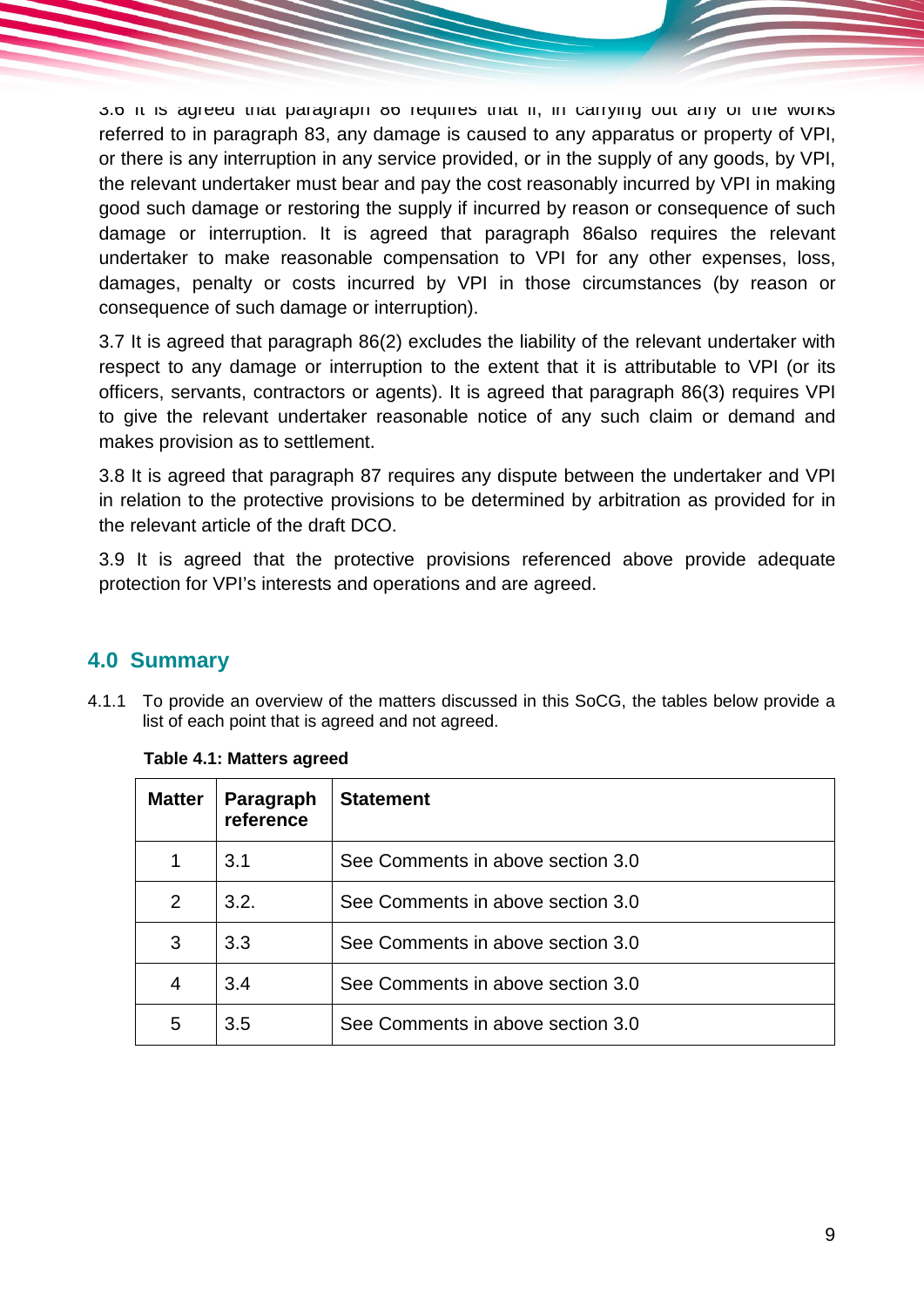3.6 It is agreed that paragraph 86 requires that if, in carrying out any of the works referred to in paragraph 83, any damage is caused to any apparatus or property of VPI, or there is any interruption in any service provided, or in the supply of any goods, by VPI, the relevant undertaker must bear and pay the cost reasonably incurred by VPI in making good such damage or restoring the supply if incurred by reason or consequence of such damage or interruption. It is agreed that paragraph 86also requires the relevant undertaker to make reasonable compensation to VPI for any other expenses, loss, damages, penalty or costs incurred by VPI in those circumstances (by reason or consequence of such damage or interruption).

3.7 It is agreed that paragraph 86(2) excludes the liability of the relevant undertaker with respect to any damage or interruption to the extent that it is attributable to VPI (or its officers, servants, contractors or agents). It is agreed that paragraph 86(3) requires VPI to give the relevant undertaker reasonable notice of any such claim or demand and makes provision as to settlement.

3.8 It is agreed that paragraph 87 requires any dispute between the undertaker and VPI in relation to the protective provisions to be determined by arbitration as provided for in the relevant article of the draft DCO.

3.9 It is agreed that the protective provisions referenced above provide adequate protection for VPI's interests and operations and are agreed.

## 4.0 Summary

4.1.1 To provide an overview of the matters discussed in this SoCG, the tables below provide a list of each point that is agreed and not agreed.

**Table 4.1: Matters agreed**

| Matter | Paragraph reference | Statement |
|---|---|---|
| 1 | 3.1 | See Comments in above section 3.0 |
| 2 | 3.2. | See Comments in above section 3.0 |
| 3 | 3.3 | See Comments in above section 3.0 |
| 4 | 3.4 | See Comments in above section 3.0 |
| 5 | 3.5 | See Comments in above section 3.0 |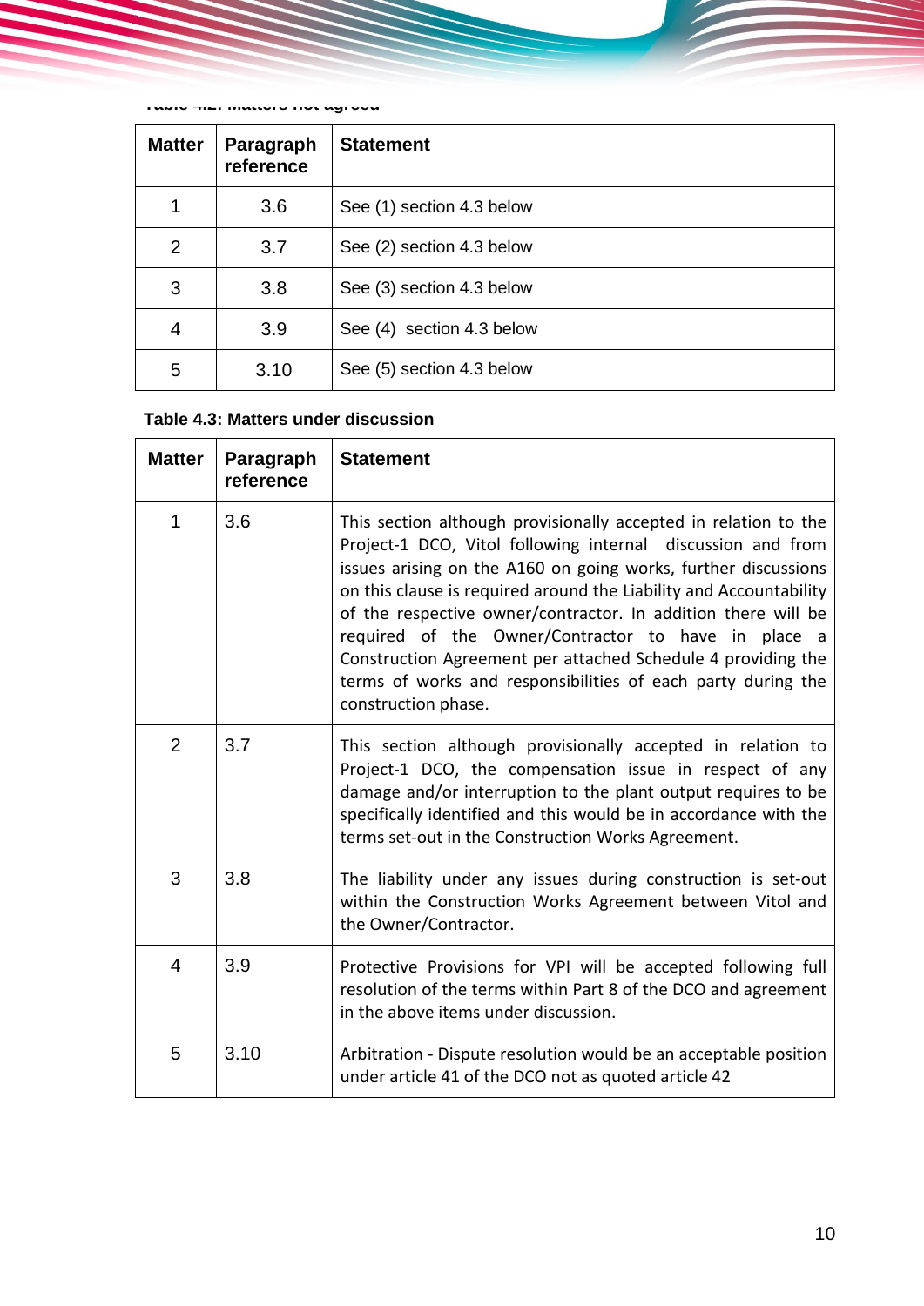Table 4.2: Matters not agreed

| Matter | Paragraph reference | Statement |
|---|---|---|
| 1 | 3.6 | See (1) section 4.3 below |
| 2 | 3.7 | See (2) section 4.3 below |
| 3 | 3.8 | See (3) section 4.3 below |
| 4 | 3.9 | See (4)  section 4.3 below |
| 5 | 3.10 | See (5) section 4.3 below |

**Table 4.3: Matters under discussion**

| Matter | Paragraph reference | Statement |
|---|---|---|
| 1 | 3.6 | This section although provisionally accepted in relation to the Project-1 DCO, Vitol following internal  discussion and from issues arising on the A160 on going works, further discussions on this clause is required around the Liability and Accountability of the respective owner/contractor. In addition there will be required of the Owner/Contractor to have in place a Construction Agreement per attached Schedule 4 providing the terms of works and responsibilities of each party during the construction phase. |
| 2 | 3.7 | This section although provisionally accepted in relation to Project-1 DCO, the compensation issue in respect of any damage and/or interruption to the plant output requires to be specifically identified and this would be in accordance with the terms set-out in the Construction Works Agreement. |
| 3 | 3.8 | The liability under any issues during construction is set-out within the Construction Works Agreement between Vitol and the Owner/Contractor. |
| 4 | 3.9 | Protective Provisions for VPI will be accepted following full resolution of the terms within Part 8 of the DCO and agreement in the above items under discussion. |
| 5 | 3.10 | Arbitration - Dispute resolution would be an acceptable position under article 41 of the DCO not as quoted article 42 |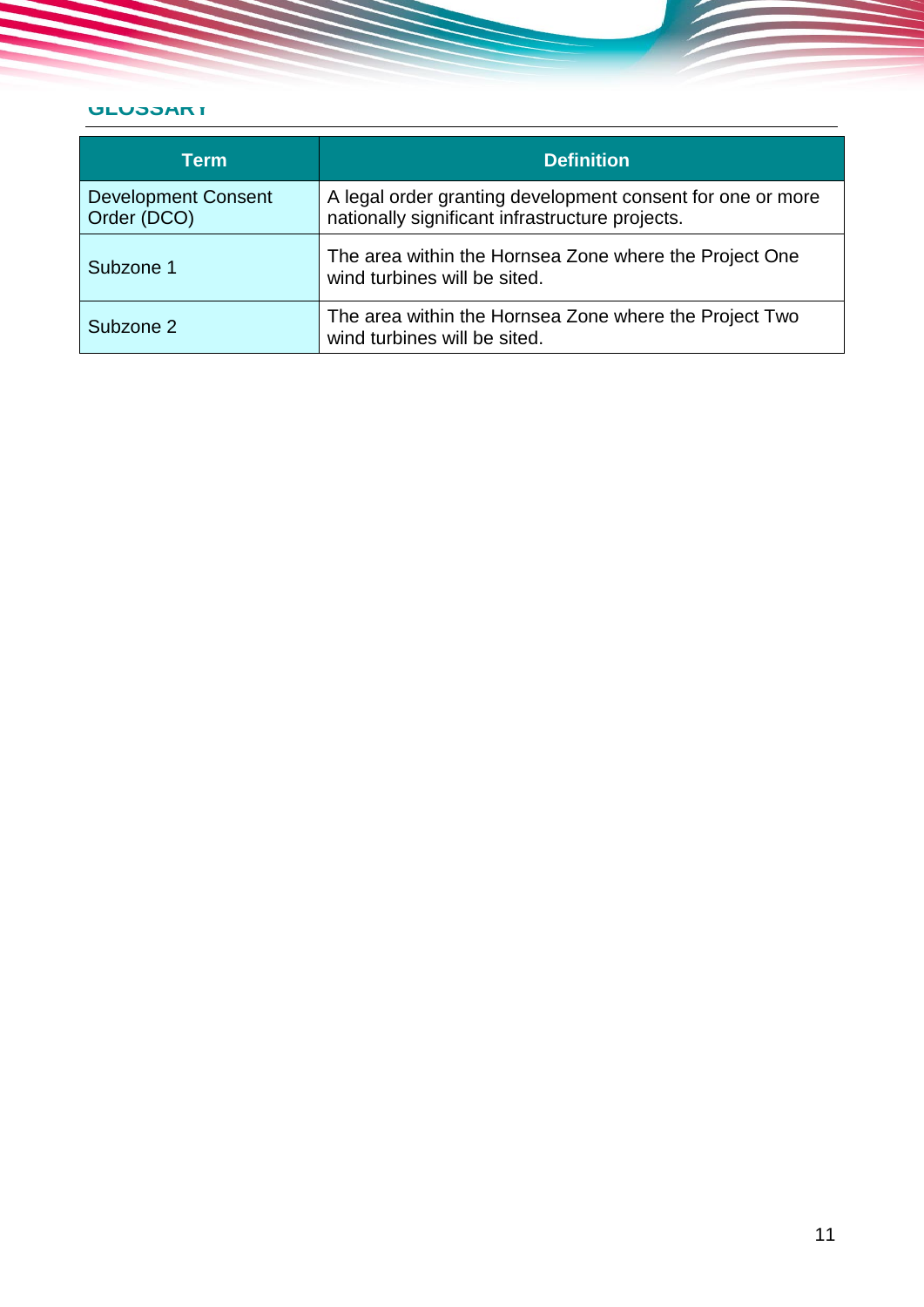## GLOSSARY

| Term | Definition |
| --- | --- |
| Development Consent Order (DCO) | A legal order granting development consent for one or more nationally significant infrastructure projects. |
| Subzone 1 | The area within the Hornsea Zone where the Project One wind turbines will be sited. |
| Subzone 2 | The area within the Hornsea Zone where the Project Two wind turbines will be sited. |